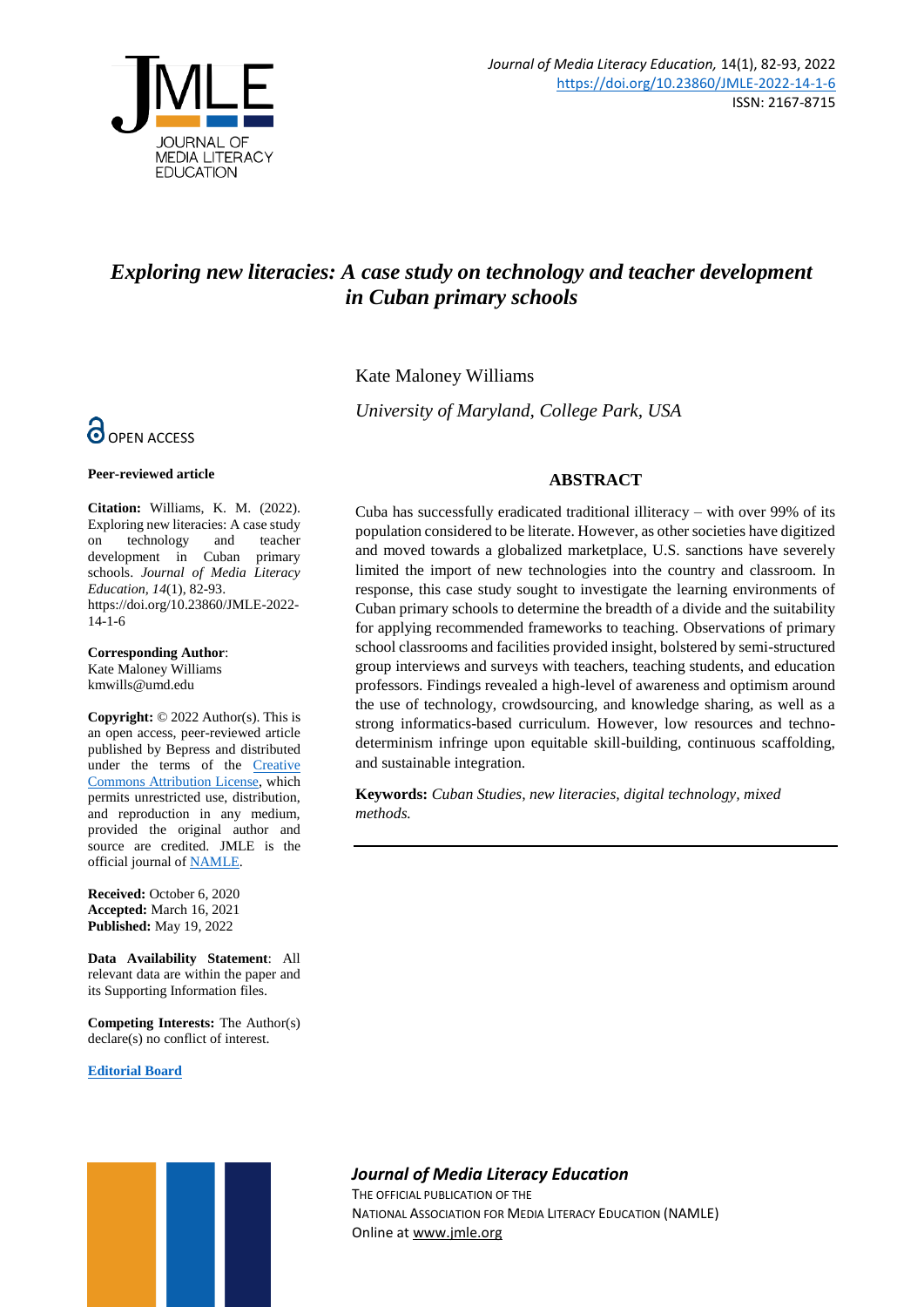# *Exploring new literacies: A case study on technology and teacher development in Cuban primary schools*

Kate Maloney Williams

*University of Maryland, College Park, USA*

OPEN ACCESS

**Peer-reviewed article**

**Citation:** Williams, K. M. (2022). Exploring new literacies: A case study on technology and teacher development in Cuban primary schools. *Journal of Media Literacy Education, 14*(1), 82-93. https://doi.org/10.23860/JMLE-2022-14-1-6

**Corresponding Author**: Kate Maloney Williams kmwills@umd.edu

**Copyright:** © 2022 Author(s). This is an open access, peer-reviewed article published by Bepress and distributed under the terms of the Creative Commons Attribution License, which permits unrestricted use, distribution, and reproduction in any medium, provided the original author and source are credited. JMLE is the official journal of NAMLE.

**Received:** October 6, 2020
**Accepted:** March 16, 2021
**Published:** May 19, 2022

**Data Availability Statement**: All relevant data are within the paper and its Supporting Information files.

**Competing Interests:** The Author(s) declare(s) no conflict of interest.

**Editorial Board**

## ABSTRACT

Cuba has successfully eradicated traditional illiteracy – with over 99% of its population considered to be literate. However, as other societies have digitized and moved towards a globalized marketplace, U.S. sanctions have severely limited the import of new technologies into the country and classroom. In response, this case study sought to investigate the learning environments of Cuban primary schools to determine the breadth of a divide and the suitability for applying recommended frameworks to teaching. Observations of primary school classrooms and facilities provided insight, bolstered by semi-structured group interviews and surveys with teachers, teaching students, and education professors. Findings revealed a high-level of awareness and optimism around the use of technology, crowdsourcing, and knowledge sharing, as well as a strong informatics-based curriculum. However, low resources and techno-determinism infringe upon equitable skill-building, continuous scaffolding, and sustainable integration.

**Keywords:** *Cuban Studies, new literacies, digital technology, mixed methods.*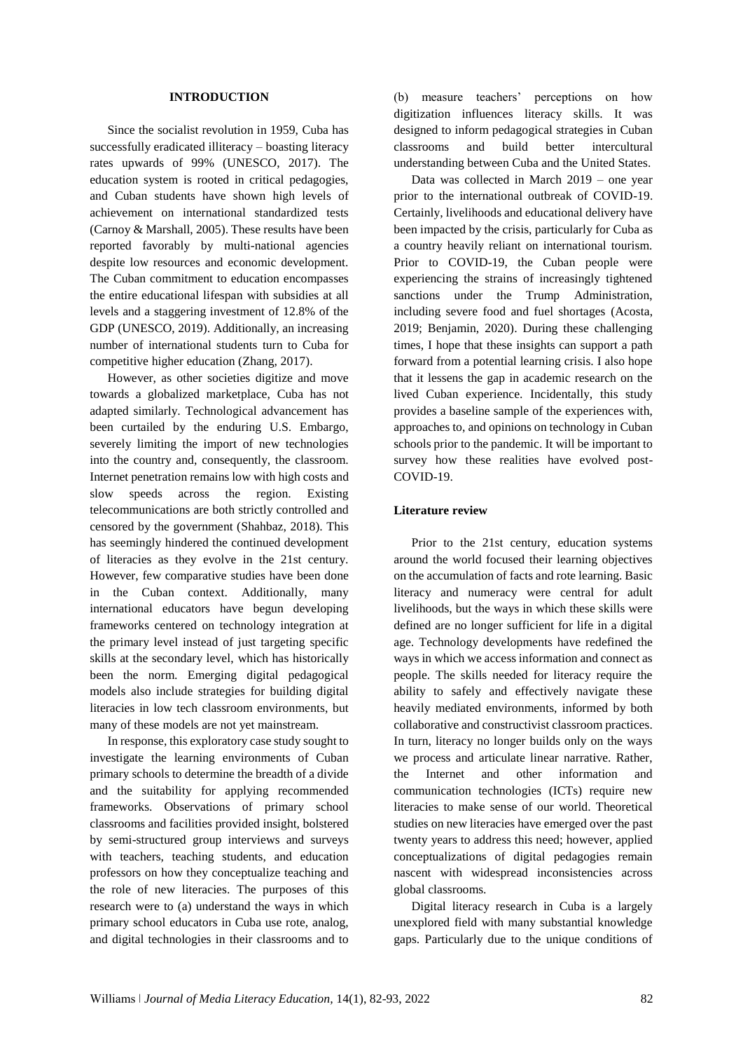## INTRODUCTION

Since the socialist revolution in 1959, Cuba has successfully eradicated illiteracy – boasting literacy rates upwards of 99% (UNESCO, 2017). The education system is rooted in critical pedagogies, and Cuban students have shown high levels of achievement on international standardized tests (Carnoy & Marshall, 2005). These results have been reported favorably by multi-national agencies despite low resources and economic development. The Cuban commitment to education encompasses the entire educational lifespan with subsidies at all levels and a staggering investment of 12.8% of the GDP (UNESCO, 2019). Additionally, an increasing number of international students turn to Cuba for competitive higher education (Zhang, 2017).

However, as other societies digitize and move towards a globalized marketplace, Cuba has not adapted similarly. Technological advancement has been curtailed by the enduring U.S. Embargo, severely limiting the import of new technologies into the country and, consequently, the classroom. Internet penetration remains low with high costs and slow speeds across the region. Existing telecommunications are both strictly controlled and censored by the government (Shahbaz, 2018). This has seemingly hindered the continued development of literacies as they evolve in the 21st century. However, few comparative studies have been done in the Cuban context. Additionally, many international educators have begun developing frameworks centered on technology integration at the primary level instead of just targeting specific skills at the secondary level, which has historically been the norm. Emerging digital pedagogical models also include strategies for building digital literacies in low tech classroom environments, but many of these models are not yet mainstream.

In response, this exploratory case study sought to investigate the learning environments of Cuban primary schools to determine the breadth of a divide and the suitability for applying recommended frameworks. Observations of primary school classrooms and facilities provided insight, bolstered by semi-structured group interviews and surveys with teachers, teaching students, and education professors on how they conceptualize teaching and the role of new literacies. The purposes of this research were to (a) understand the ways in which primary school educators in Cuba use rote, analog, and digital technologies in their classrooms and to (b) measure teachers' perceptions on how digitization influences literacy skills. It was designed to inform pedagogical strategies in Cuban classrooms and build better intercultural understanding between Cuba and the United States.

Data was collected in March 2019 – one year prior to the international outbreak of COVID-19. Certainly, livelihoods and educational delivery have been impacted by the crisis, particularly for Cuba as a country heavily reliant on international tourism. Prior to COVID-19, the Cuban people were experiencing the strains of increasingly tightened sanctions under the Trump Administration, including severe food and fuel shortages (Acosta, 2019; Benjamin, 2020). During these challenging times, I hope that these insights can support a path forward from a potential learning crisis. I also hope that it lessens the gap in academic research on the lived Cuban experience. Incidentally, this study provides a baseline sample of the experiences with, approaches to, and opinions on technology in Cuban schools prior to the pandemic. It will be important to survey how these realities have evolved post-COVID-19.

### Literature review

Prior to the 21st century, education systems around the world focused their learning objectives on the accumulation of facts and rote learning. Basic literacy and numeracy were central for adult livelihoods, but the ways in which these skills were defined are no longer sufficient for life in a digital age. Technology developments have redefined the ways in which we access information and connect as people. The skills needed for literacy require the ability to safely and effectively navigate these heavily mediated environments, informed by both collaborative and constructivist classroom practices. In turn, literacy no longer builds only on the ways we process and articulate linear narrative. Rather, the Internet and other information and communication technologies (ICTs) require new literacies to make sense of our world. Theoretical studies on new literacies have emerged over the past twenty years to address this need; however, applied conceptualizations of digital pedagogies remain nascent with widespread inconsistencies across global classrooms.

Digital literacy research in Cuba is a largely unexplored field with many substantial knowledge gaps. Particularly due to the unique conditions of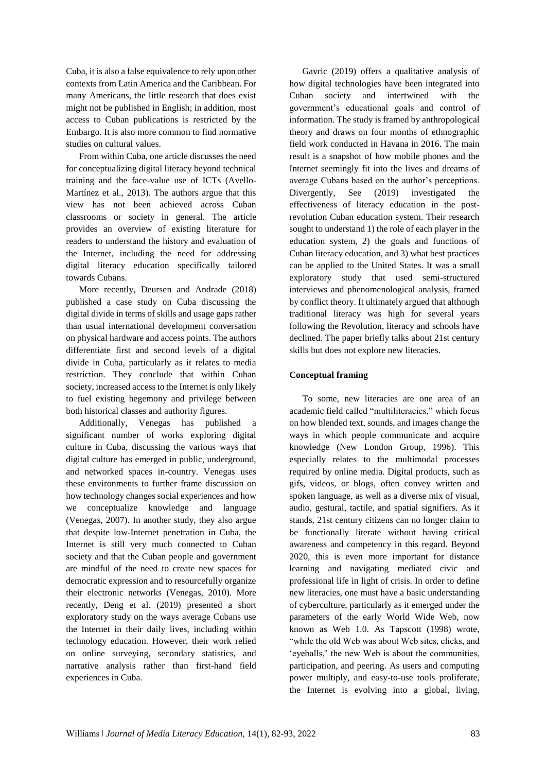Cuba, it is also a false equivalence to rely upon other contexts from Latin America and the Caribbean. For many Americans, the little research that does exist might not be published in English; in addition, most access to Cuban publications is restricted by the Embargo. It is also more common to find normative studies on cultural values.

From within Cuba, one article discusses the need for conceptualizing digital literacy beyond technical training and the face-value use of ICTs (Avello-Martínez et al., 2013). The authors argue that this view has not been achieved across Cuban classrooms or society in general. The article provides an overview of existing literature for readers to understand the history and evaluation of the Internet, including the need for addressing digital literacy education specifically tailored towards Cubans.

More recently, Deursen and Andrade (2018) published a case study on Cuba discussing the digital divide in terms of skills and usage gaps rather than usual international development conversation on physical hardware and access points. The authors differentiate first and second levels of a digital divide in Cuba, particularly as it relates to media restriction. They conclude that within Cuban society, increased access to the Internet is only likely to fuel existing hegemony and privilege between both historical classes and authority figures.

Additionally, Venegas has published a significant number of works exploring digital culture in Cuba, discussing the various ways that digital culture has emerged in public, underground, and networked spaces in-country. Venegas uses these environments to further frame discussion on how technology changes social experiences and how we conceptualize knowledge and language (Venegas, 2007). In another study, they also argue that despite low-Internet penetration in Cuba, the Internet is still very much connected to Cuban society and that the Cuban people and government are mindful of the need to create new spaces for democratic expression and to resourcefully organize their electronic networks (Venegas, 2010). More recently, Deng et al. (2019) presented a short exploratory study on the ways average Cubans use the Internet in their daily lives, including within technology education. However, their work relied on online surveying, secondary statistics, and narrative analysis rather than first-hand field experiences in Cuba.

Gavric (2019) offers a qualitative analysis of how digital technologies have been integrated into Cuban society and intertwined with the government's educational goals and control of information. The study is framed by anthropological theory and draws on four months of ethnographic field work conducted in Havana in 2016. The main result is a snapshot of how mobile phones and the Internet seemingly fit into the lives and dreams of average Cubans based on the author's perceptions. Divergently, See (2019) investigated the effectiveness of literacy education in the post-revolution Cuban education system. Their research sought to understand 1) the role of each player in the education system, 2) the goals and functions of Cuban literacy education, and 3) what best practices can be applied to the United States. It was a small exploratory study that used semi-structured interviews and phenomenological analysis, framed by conflict theory. It ultimately argued that although traditional literacy was high for several years following the Revolution, literacy and schools have declined. The paper briefly talks about 21st century skills but does not explore new literacies.

## Conceptual framing

To some, new literacies are one area of an academic field called "multiliteracies," which focus on how blended text, sounds, and images change the ways in which people communicate and acquire knowledge (New London Group, 1996). This especially relates to the multimodal processes required by online media. Digital products, such as gifs, videos, or blogs, often convey written and spoken language, as well as a diverse mix of visual, audio, gestural, tactile, and spatial signifiers. As it stands, 21st century citizens can no longer claim to be functionally literate without having critical awareness and competency in this regard. Beyond 2020, this is even more important for distance learning and navigating mediated civic and professional life in light of crisis. In order to define new literacies, one must have a basic understanding of cyberculture, particularly as it emerged under the parameters of the early World Wide Web, now known as Web 1.0. As Tapscott (1998) wrote, "while the old Web was about Web sites, clicks, and 'eyeballs,' the new Web is about the communities, participation, and peering. As users and computing power multiply, and easy-to-use tools proliferate, the Internet is evolving into a global, living,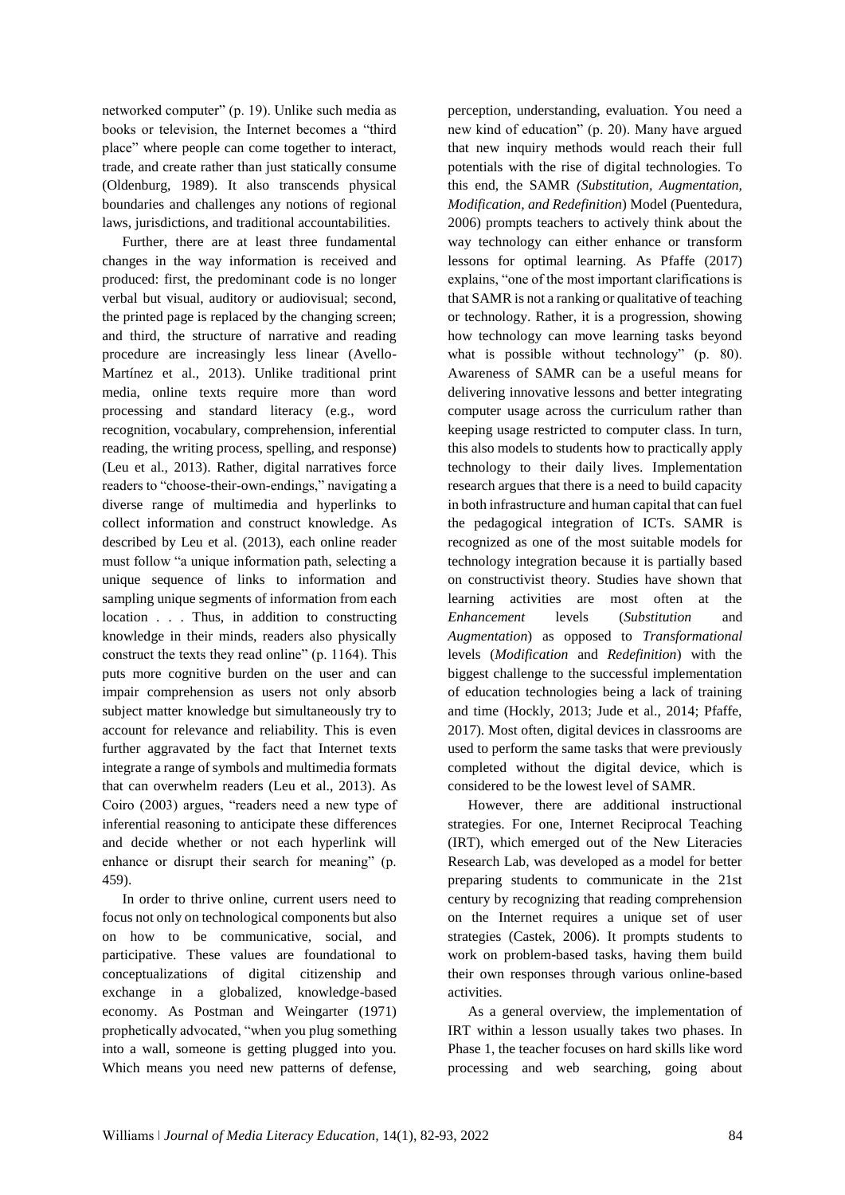networked computer" (p. 19). Unlike such media as books or television, the Internet becomes a "third place" where people can come together to interact, trade, and create rather than just statically consume (Oldenburg, 1989). It also transcends physical boundaries and challenges any notions of regional laws, jurisdictions, and traditional accountabilities.

Further, there are at least three fundamental changes in the way information is received and produced: first, the predominant code is no longer verbal but visual, auditory or audiovisual; second, the printed page is replaced by the changing screen; and third, the structure of narrative and reading procedure are increasingly less linear (Avello-Martínez et al., 2013). Unlike traditional print media, online texts require more than word processing and standard literacy (e.g., word recognition, vocabulary, comprehension, inferential reading, the writing process, spelling, and response) (Leu et al., 2013). Rather, digital narratives force readers to "choose-their-own-endings," navigating a diverse range of multimedia and hyperlinks to collect information and construct knowledge. As described by Leu et al. (2013), each online reader must follow "a unique information path, selecting a unique sequence of links to information and sampling unique segments of information from each location . . . Thus, in addition to constructing knowledge in their minds, readers also physically construct the texts they read online" (p. 1164). This puts more cognitive burden on the user and can impair comprehension as users not only absorb subject matter knowledge but simultaneously try to account for relevance and reliability. This is even further aggravated by the fact that Internet texts integrate a range of symbols and multimedia formats that can overwhelm readers (Leu et al., 2013). As Coiro (2003) argues, "readers need a new type of inferential reasoning to anticipate these differences and decide whether or not each hyperlink will enhance or disrupt their search for meaning" (p. 459).

In order to thrive online, current users need to focus not only on technological components but also on how to be communicative, social, and participative. These values are foundational to conceptualizations of digital citizenship and exchange in a globalized, knowledge-based economy. As Postman and Weingarter (1971) prophetically advocated, "when you plug something into a wall, someone is getting plugged into you. Which means you need new patterns of defense, perception, understanding, evaluation. You need a new kind of education" (p. 20). Many have argued that new inquiry methods would reach their full potentials with the rise of digital technologies. To this end, the SAMR *(Substitution, Augmentation, Modification, and Redefinition*) Model (Puentedura, 2006) prompts teachers to actively think about the way technology can either enhance or transform lessons for optimal learning. As Pfaffe (2017) explains, "one of the most important clarifications is that SAMR is not a ranking or qualitative of teaching or technology. Rather, it is a progression, showing how technology can move learning tasks beyond what is possible without technology" (p. 80). Awareness of SAMR can be a useful means for delivering innovative lessons and better integrating computer usage across the curriculum rather than keeping usage restricted to computer class. In turn, this also models to students how to practically apply technology to their daily lives. Implementation research argues that there is a need to build capacity in both infrastructure and human capital that can fuel the pedagogical integration of ICTs. SAMR is recognized as one of the most suitable models for technology integration because it is partially based on constructivist theory. Studies have shown that learning activities are most often at the *Enhancement* levels (*Substitution* and *Augmentation*) as opposed to *Transformational* levels (*Modification* and *Redefinition*) with the biggest challenge to the successful implementation of education technologies being a lack of training and time (Hockly, 2013; Jude et al., 2014; Pfaffe, 2017). Most often, digital devices in classrooms are used to perform the same tasks that were previously completed without the digital device, which is considered to be the lowest level of SAMR.

However, there are additional instructional strategies. For one, Internet Reciprocal Teaching (IRT), which emerged out of the New Literacies Research Lab, was developed as a model for better preparing students to communicate in the 21st century by recognizing that reading comprehension on the Internet requires a unique set of user strategies (Castek, 2006). It prompts students to work on problem-based tasks, having them build their own responses through various online-based activities.

As a general overview, the implementation of IRT within a lesson usually takes two phases. In Phase 1, the teacher focuses on hard skills like word processing and web searching, going about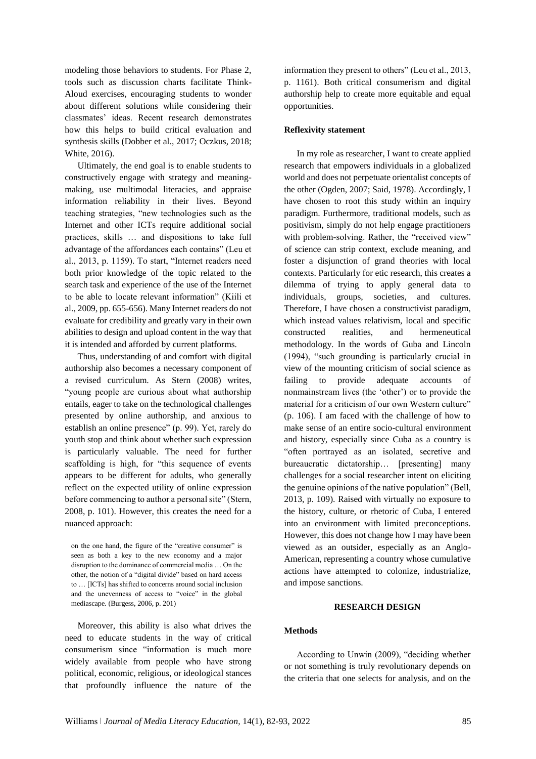modeling those behaviors to students. For Phase 2, tools such as discussion charts facilitate Think-Aloud exercises, encouraging students to wonder about different solutions while considering their classmates' ideas. Recent research demonstrates how this helps to build critical evaluation and synthesis skills (Dobber et al., 2017; Oczkus, 2018; White, 2016).

Ultimately, the end goal is to enable students to constructively engage with strategy and meaning-making, use multimodal literacies, and appraise information reliability in their lives. Beyond teaching strategies, "new technologies such as the Internet and other ICTs require additional social practices, skills … and dispositions to take full advantage of the affordances each contains" (Leu et al., 2013, p. 1159). To start, "Internet readers need both prior knowledge of the topic related to the search task and experience of the use of the Internet to be able to locate relevant information" (Kiili et al., 2009, pp. 655-656). Many Internet readers do not evaluate for credibility and greatly vary in their own abilities to design and upload content in the way that it is intended and afforded by current platforms.

Thus, understanding of and comfort with digital authorship also becomes a necessary component of a revised curriculum. As Stern (2008) writes, "young people are curious about what authorship entails, eager to take on the technological challenges presented by online authorship, and anxious to establish an online presence" (p. 99). Yet, rarely do youth stop and think about whether such expression is particularly valuable. The need for further scaffolding is high, for "this sequence of events appears to be different for adults, who generally reflect on the expected utility of online expression before commencing to author a personal site" (Stern, 2008, p. 101). However, this creates the need for a nuanced approach:

> on the one hand, the figure of the "creative consumer" is seen as both a key to the new economy and a major disruption to the dominance of commercial media … On the other, the notion of a "digital divide" based on hard access to … [ICTs] has shifted to concerns around social inclusion and the unevenness of access to "voice" in the global mediascape. (Burgess, 2006, p. 201)

Moreover, this ability is also what drives the need to educate students in the way of critical consumerism since "information is much more widely available from people who have strong political, economic, religious, or ideological stances that profoundly influence the nature of the information they present to others" (Leu et al., 2013, p. 1161). Both critical consumerism and digital authorship help to create more equitable and equal opportunities.

### Reflexivity statement

In my role as researcher, I want to create applied research that empowers individuals in a globalized world and does not perpetuate orientalist concepts of the other (Ogden, 2007; Said, 1978). Accordingly, I have chosen to root this study within an inquiry paradigm. Furthermore, traditional models, such as positivism, simply do not help engage practitioners with problem-solving. Rather, the "received view" of science can strip context, exclude meaning, and foster a disjunction of grand theories with local contexts. Particularly for etic research, this creates a dilemma of trying to apply general data to individuals, groups, societies, and cultures. Therefore, I have chosen a constructivist paradigm, which instead values relativism, local and specific constructed realities, and hermeneutical methodology. In the words of Guba and Lincoln (1994), "such grounding is particularly crucial in view of the mounting criticism of social science as failing to provide adequate accounts of nonmainstream lives (the 'other') or to provide the material for a criticism of our own Western culture" (p. 106). I am faced with the challenge of how to make sense of an entire socio-cultural environment and history, especially since Cuba as a country is "often portrayed as an isolated, secretive and bureaucratic dictatorship… [presenting] many challenges for a social researcher intent on eliciting the genuine opinions of the native population" (Bell, 2013, p. 109). Raised with virtually no exposure to the history, culture, or rhetoric of Cuba, I entered into an environment with limited preconceptions. However, this does not change how I may have been viewed as an outsider, especially as an Anglo-American, representing a country whose cumulative actions have attempted to colonize, industrialize, and impose sanctions.

## RESEARCH DESIGN

### Methods

According to Unwin (2009), "deciding whether or not something is truly revolutionary depends on the criteria that one selects for analysis, and on the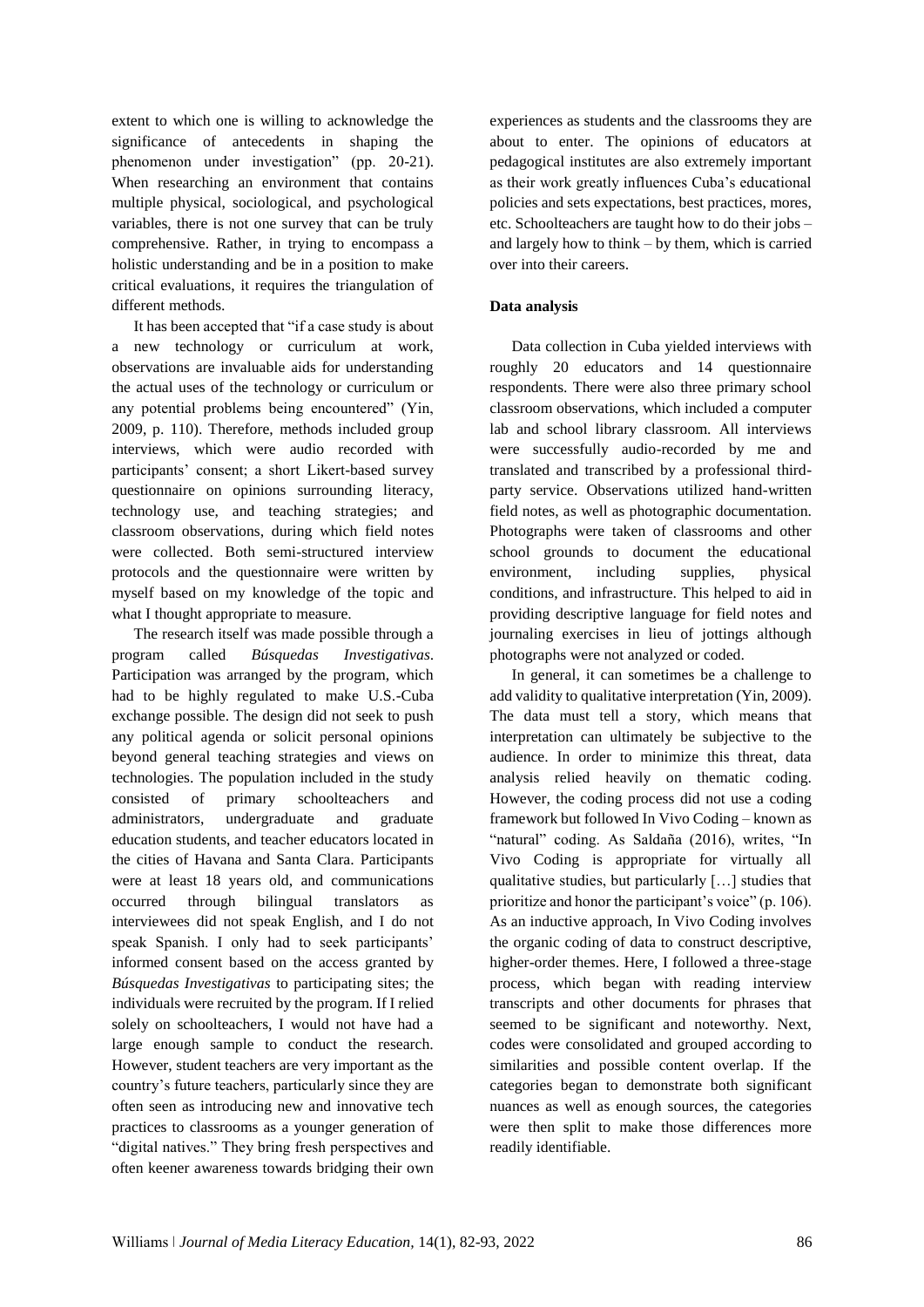extent to which one is willing to acknowledge the significance of antecedents in shaping the phenomenon under investigation" (pp. 20-21). When researching an environment that contains multiple physical, sociological, and psychological variables, there is not one survey that can be truly comprehensive. Rather, in trying to encompass a holistic understanding and be in a position to make critical evaluations, it requires the triangulation of different methods.

It has been accepted that "if a case study is about a new technology or curriculum at work, observations are invaluable aids for understanding the actual uses of the technology or curriculum or any potential problems being encountered" (Yin, 2009, p. 110). Therefore, methods included group interviews, which were audio recorded with participants' consent; a short Likert-based survey questionnaire on opinions surrounding literacy, technology use, and teaching strategies; and classroom observations, during which field notes were collected. Both semi-structured interview protocols and the questionnaire were written by myself based on my knowledge of the topic and what I thought appropriate to measure.

The research itself was made possible through a program called *Búsquedas Investigativas*. Participation was arranged by the program, which had to be highly regulated to make U.S.-Cuba exchange possible. The design did not seek to push any political agenda or solicit personal opinions beyond general teaching strategies and views on technologies. The population included in the study consisted of primary schoolteachers and administrators, undergraduate and graduate education students, and teacher educators located in the cities of Havana and Santa Clara. Participants were at least 18 years old, and communications occurred through bilingual translators as interviewees did not speak English, and I do not speak Spanish. I only had to seek participants' informed consent based on the access granted by *Búsquedas Investigativas* to participating sites; the individuals were recruited by the program. If I relied solely on schoolteachers, I would not have had a large enough sample to conduct the research. However, student teachers are very important as the country's future teachers, particularly since they are often seen as introducing new and innovative tech practices to classrooms as a younger generation of "digital natives." They bring fresh perspectives and often keener awareness towards bridging their own experiences as students and the classrooms they are about to enter. The opinions of educators at pedagogical institutes are also extremely important as their work greatly influences Cuba's educational policies and sets expectations, best practices, mores, etc. Schoolteachers are taught how to do their jobs – and largely how to think – by them, which is carried over into their careers.

**Data analysis**

Data collection in Cuba yielded interviews with roughly 20 educators and 14 questionnaire respondents. There were also three primary school classroom observations, which included a computer lab and school library classroom. All interviews were successfully audio-recorded by me and translated and transcribed by a professional third-party service. Observations utilized hand-written field notes, as well as photographic documentation. Photographs were taken of classrooms and other school grounds to document the educational environment, including supplies, physical conditions, and infrastructure. This helped to aid in providing descriptive language for field notes and journaling exercises in lieu of jottings although photographs were not analyzed or coded.

In general, it can sometimes be a challenge to add validity to qualitative interpretation (Yin, 2009). The data must tell a story, which means that interpretation can ultimately be subjective to the audience. In order to minimize this threat, data analysis relied heavily on thematic coding. However, the coding process did not use a coding framework but followed In Vivo Coding – known as "natural" coding. As Saldaña (2016), writes, "In Vivo Coding is appropriate for virtually all qualitative studies, but particularly […] studies that prioritize and honor the participant's voice" (p. 106). As an inductive approach, In Vivo Coding involves the organic coding of data to construct descriptive, higher-order themes. Here, I followed a three-stage process, which began with reading interview transcripts and other documents for phrases that seemed to be significant and noteworthy. Next, codes were consolidated and grouped according to similarities and possible content overlap. If the categories began to demonstrate both significant nuances as well as enough sources, the categories were then split to make those differences more readily identifiable.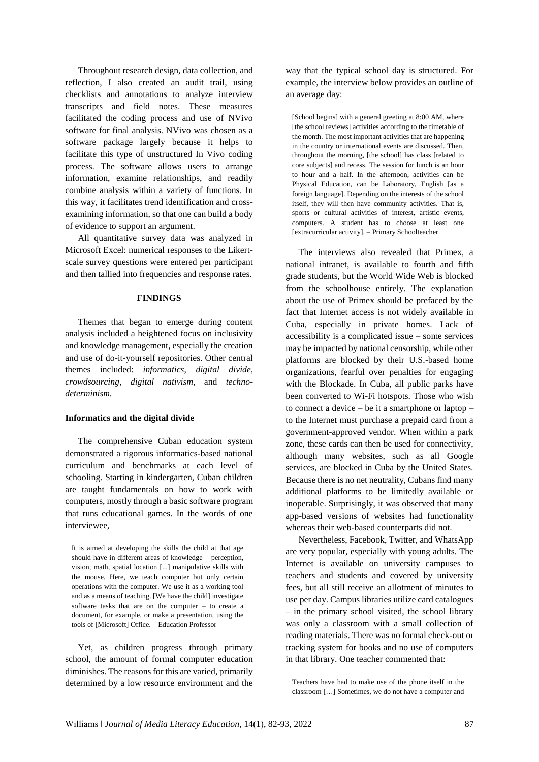Throughout research design, data collection, and reflection, I also created an audit trail, using checklists and annotations to analyze interview transcripts and field notes. These measures facilitated the coding process and use of NVivo software for final analysis. NVivo was chosen as a software package largely because it helps to facilitate this type of unstructured In Vivo coding process. The software allows users to arrange information, examine relationships, and readily combine analysis within a variety of functions. In this way, it facilitates trend identification and cross-examining information, so that one can build a body of evidence to support an argument.

All quantitative survey data was analyzed in Microsoft Excel: numerical responses to the Likert-scale survey questions were entered per participant and then tallied into frequencies and response rates.

## FINDINGS

Themes that began to emerge during content analysis included a heightened focus on inclusivity and knowledge management, especially the creation and use of do-it-yourself repositories. Other central themes included: *informatics*, *digital divide*, *crowdsourcing*, *digital nativism*, and *techno-determinism.*

### Informatics and the digital divide

The comprehensive Cuban education system demonstrated a rigorous informatics-based national curriculum and benchmarks at each level of schooling. Starting in kindergarten, Cuban children are taught fundamentals on how to work with computers, mostly through a basic software program that runs educational games. In the words of one interviewee,

> It is aimed at developing the skills the child at that age should have in different areas of knowledge – perception, vision, math, spatial location [...] manipulative skills with the mouse. Here, we teach computer but only certain operations with the computer. We use it as a working tool and as a means of teaching. [We have the child] investigate software tasks that are on the computer – to create a document, for example, or make a presentation, using the tools of [Microsoft] Office. – Education Professor

Yet, as children progress through primary school, the amount of formal computer education diminishes. The reasons for this are varied, primarily determined by a low resource environment and the way that the typical school day is structured. For example, the interview below provides an outline of an average day:

> [School begins] with a general greeting at 8:00 AM, where [the school reviews] activities according to the timetable of the month. The most important activities that are happening in the country or international events are discussed. Then, throughout the morning, [the school] has class [related to core subjects] and recess. The session for lunch is an hour to hour and a half. In the afternoon, activities can be Physical Education, can be Laboratory, English [as a foreign language]. Depending on the interests of the school itself, they will then have community activities. That is, sports or cultural activities of interest, artistic events, computers. A student has to choose at least one [extracurricular activity]. – Primary Schoolteacher

The interviews also revealed that Primex, a national intranet, is available to fourth and fifth grade students, but the World Wide Web is blocked from the schoolhouse entirely. The explanation about the use of Primex should be prefaced by the fact that Internet access is not widely available in Cuba, especially in private homes. Lack of accessibility is a complicated issue – some services may be impacted by national censorship, while other platforms are blocked by their U.S.-based home organizations, fearful over penalties for engaging with the Blockade. In Cuba, all public parks have been converted to Wi-Fi hotspots. Those who wish to connect a device – be it a smartphone or laptop – to the Internet must purchase a prepaid card from a government-approved vendor. When within a park zone, these cards can then be used for connectivity, although many websites, such as all Google services, are blocked in Cuba by the United States. Because there is no net neutrality, Cubans find many additional platforms to be limitedly available or inoperable. Surprisingly, it was observed that many app-based versions of websites had functionality whereas their web-based counterparts did not.

Nevertheless, Facebook, Twitter, and WhatsApp are very popular, especially with young adults. The Internet is available on university campuses to teachers and students and covered by university fees, but all still receive an allotment of minutes to use per day. Campus libraries utilize card catalogues – in the primary school visited, the school library was only a classroom with a small collection of reading materials. There was no formal check-out or tracking system for books and no use of computers in that library. One teacher commented that:

> Teachers have had to make use of the phone itself in the classroom […] Sometimes, we do not have a computer and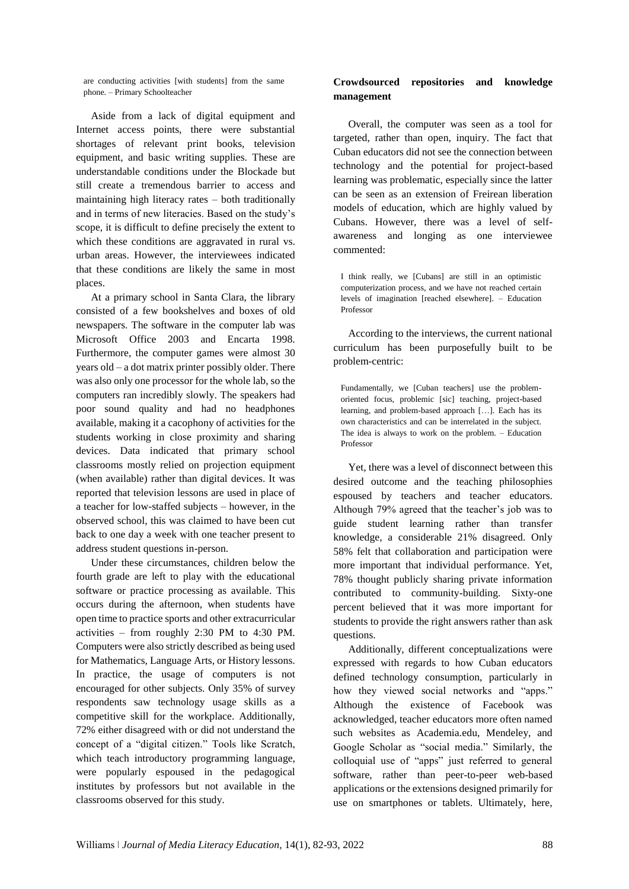are conducting activities [with students] from the same phone. – Primary Schoolteacher

Aside from a lack of digital equipment and Internet access points, there were substantial shortages of relevant print books, television equipment, and basic writing supplies. These are understandable conditions under the Blockade but still create a tremendous barrier to access and maintaining high literacy rates – both traditionally and in terms of new literacies. Based on the study's scope, it is difficult to define precisely the extent to which these conditions are aggravated in rural vs. urban areas. However, the interviewees indicated that these conditions are likely the same in most places.

At a primary school in Santa Clara, the library consisted of a few bookshelves and boxes of old newspapers. The software in the computer lab was Microsoft Office 2003 and Encarta 1998. Furthermore, the computer games were almost 30 years old – a dot matrix printer possibly older. There was also only one processor for the whole lab, so the computers ran incredibly slowly. The speakers had poor sound quality and had no headphones available, making it a cacophony of activities for the students working in close proximity and sharing devices. Data indicated that primary school classrooms mostly relied on projection equipment (when available) rather than digital devices. It was reported that television lessons are used in place of a teacher for low-staffed subjects – however, in the observed school, this was claimed to have been cut back to one day a week with one teacher present to address student questions in-person.

Under these circumstances, children below the fourth grade are left to play with the educational software or practice processing as available. This occurs during the afternoon, when students have open time to practice sports and other extracurricular activities – from roughly 2:30 PM to 4:30 PM. Computers were also strictly described as being used for Mathematics, Language Arts, or History lessons. In practice, the usage of computers is not encouraged for other subjects. Only 35% of survey respondents saw technology usage skills as a competitive skill for the workplace. Additionally, 72% either disagreed with or did not understand the concept of a "digital citizen." Tools like Scratch, which teach introductory programming language, were popularly espoused in the pedagogical institutes by professors but not available in the classrooms observed for this study.

### Crowdsourced repositories and knowledge management

Overall, the computer was seen as a tool for targeted, rather than open, inquiry. The fact that Cuban educators did not see the connection between technology and the potential for project-based learning was problematic, especially since the latter can be seen as an extension of Freirean liberation models of education, which are highly valued by Cubans. However, there was a level of self-awareness and longing as one interviewee commented:

> I think really, we [Cubans] are still in an optimistic computerization process, and we have not reached certain levels of imagination [reached elsewhere]. – Education Professor

According to the interviews, the current national curriculum has been purposefully built to be problem-centric:

> Fundamentally, we [Cuban teachers] use the problem-oriented focus, problemic [sic] teaching, project-based learning, and problem-based approach […]. Each has its own characteristics and can be interrelated in the subject. The idea is always to work on the problem. – Education Professor

Yet, there was a level of disconnect between this desired outcome and the teaching philosophies espoused by teachers and teacher educators. Although 79% agreed that the teacher's job was to guide student learning rather than transfer knowledge, a considerable 21% disagreed. Only 58% felt that collaboration and participation were more important that individual performance. Yet, 78% thought publicly sharing private information contributed to community-building. Sixty-one percent believed that it was more important for students to provide the right answers rather than ask questions.

Additionally, different conceptualizations were expressed with regards to how Cuban educators defined technology consumption, particularly in how they viewed social networks and "apps." Although the existence of Facebook was acknowledged, teacher educators more often named such websites as Academia.edu, Mendeley, and Google Scholar as "social media." Similarly, the colloquial use of "apps" just referred to general software, rather than peer-to-peer web-based applications or the extensions designed primarily for use on smartphones or tablets. Ultimately, here,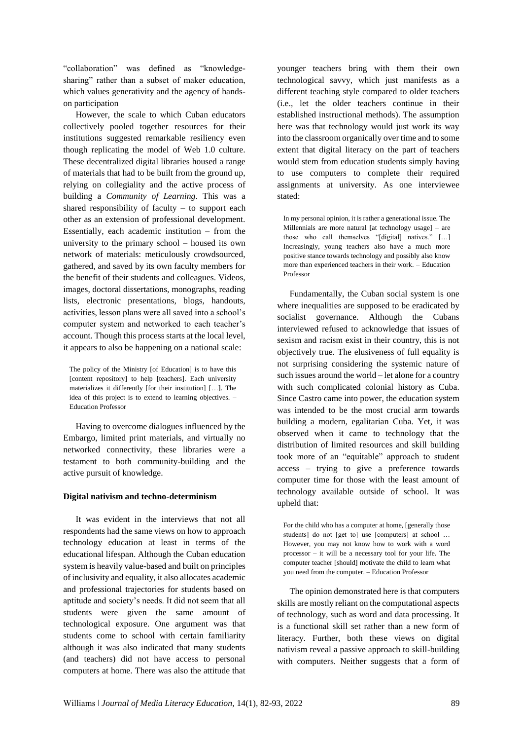"collaboration" was defined as "knowledge-sharing" rather than a subset of maker education, which values generativity and the agency of hands-on participation

However, the scale to which Cuban educators collectively pooled together resources for their institutions suggested remarkable resiliency even though replicating the model of Web 1.0 culture. These decentralized digital libraries housed a range of materials that had to be built from the ground up, relying on collegiality and the active process of building a *Community of Learning*. This was a shared responsibility of faculty – to support each other as an extension of professional development. Essentially, each academic institution – from the university to the primary school – housed its own network of materials: meticulously crowdsourced, gathered, and saved by its own faculty members for the benefit of their students and colleagues. Videos, images, doctoral dissertations, monographs, reading lists, electronic presentations, blogs, handouts, activities, lesson plans were all saved into a school's computer system and networked to each teacher's account. Though this process starts at the local level, it appears to also be happening on a national scale:

> The policy of the Ministry [of Education] is to have this [content repository] to help [teachers]. Each university materializes it differently [for their institution] […]. The idea of this project is to extend to learning objectives. – Education Professor

Having to overcome dialogues influenced by the Embargo, limited print materials, and virtually no networked connectivity, these libraries were a testament to both community-building and the active pursuit of knowledge.

**Digital nativism and techno-determinism**

It was evident in the interviews that not all respondents had the same views on how to approach technology education at least in terms of the educational lifespan. Although the Cuban education system is heavily value-based and built on principles of inclusivity and equality, it also allocates academic and professional trajectories for students based on aptitude and society's needs. It did not seem that all students were given the same amount of technological exposure. One argument was that students come to school with certain familiarity although it was also indicated that many students (and teachers) did not have access to personal computers at home. There was also the attitude that younger teachers bring with them their own technological savvy, which just manifests as a different teaching style compared to older teachers (i.e., let the older teachers continue in their established instructional methods). The assumption here was that technology would just work its way into the classroom organically over time and to some extent that digital literacy on the part of teachers would stem from education students simply having to use computers to complete their required assignments at university. As one interviewee stated:

> In my personal opinion, it is rather a generational issue. The Millennials are more natural [at technology usage] – are those who call themselves "[digital] natives." […] Increasingly, young teachers also have a much more positive stance towards technology and possibly also know more than experienced teachers in their work. – Education Professor

Fundamentally, the Cuban social system is one where inequalities are supposed to be eradicated by socialist governance. Although the Cubans interviewed refused to acknowledge that issues of sexism and racism exist in their country, this is not objectively true. The elusiveness of full equality is not surprising considering the systemic nature of such issues around the world – let alone for a country with such complicated colonial history as Cuba. Since Castro came into power, the education system was intended to be the most crucial arm towards building a modern, egalitarian Cuba. Yet, it was observed when it came to technology that the distribution of limited resources and skill building took more of an "equitable" approach to student access – trying to give a preference towards computer time for those with the least amount of technology available outside of school. It was upheld that:

> For the child who has a computer at home, [generally those students] do not [get to] use [computers] at school … However, you may not know how to work with a word processor – it will be a necessary tool for your life. The computer teacher [should] motivate the child to learn what you need from the computer. – Education Professor

The opinion demonstrated here is that computers skills are mostly reliant on the computational aspects of technology, such as word and data processing. It is a functional skill set rather than a new form of literacy. Further, both these views on digital nativism reveal a passive approach to skill-building with computers. Neither suggests that a form of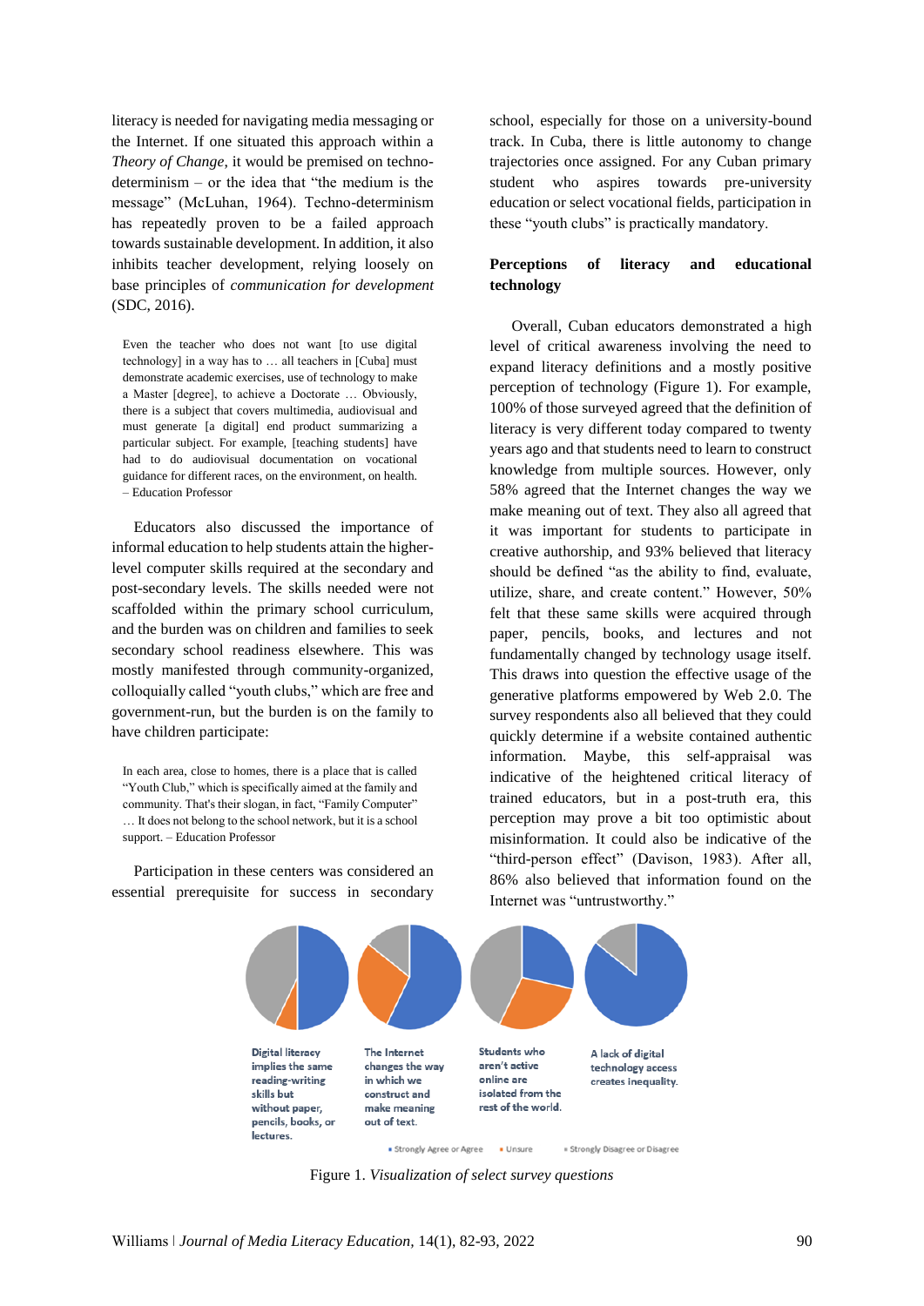literacy is needed for navigating media messaging or the Internet. If one situated this approach within a *Theory of Change*, it would be premised on techno-determinism – or the idea that "the medium is the message" (McLuhan, 1964). Techno-determinism has repeatedly proven to be a failed approach towards sustainable development. In addition, it also inhibits teacher development, relying loosely on base principles of *communication for development* (SDC, 2016).

> Even the teacher who does not want [to use digital technology] in a way has to … all teachers in [Cuba] must demonstrate academic exercises, use of technology to make a Master [degree], to achieve a Doctorate … Obviously, there is a subject that covers multimedia, audiovisual and must generate [a digital] end product summarizing a particular subject. For example, [teaching students] have had to do audiovisual documentation on vocational guidance for different races, on the environment, on health. – Education Professor

Educators also discussed the importance of informal education to help students attain the higher-level computer skills required at the secondary and post-secondary levels. The skills needed were not scaffolded within the primary school curriculum, and the burden was on children and families to seek secondary school readiness elsewhere. This was mostly manifested through community-organized, colloquially called "youth clubs," which are free and government-run, but the burden is on the family to have children participate:

> In each area, close to homes, there is a place that is called "Youth Club," which is specifically aimed at the family and community. That's their slogan, in fact, "Family Computer" … It does not belong to the school network, but it is a school support. – Education Professor

Participation in these centers was considered an essential prerequisite for success in secondary school, especially for those on a university-bound track. In Cuba, there is little autonomy to change trajectories once assigned. For any Cuban primary student who aspires towards pre-university education or select vocational fields, participation in these "youth clubs" is practically mandatory.

## Perceptions of literacy and educational technology

Overall, Cuban educators demonstrated a high level of critical awareness involving the need to expand literacy definitions and a mostly positive perception of technology (Figure 1). For example, 100% of those surveyed agreed that the definition of literacy is very different today compared to twenty years ago and that students need to learn to construct knowledge from multiple sources. However, only 58% agreed that the Internet changes the way we make meaning out of text. They also all agreed that it was important for students to participate in creative authorship, and 93% believed that literacy should be defined "as the ability to find, evaluate, utilize, share, and create content." However, 50% felt that these same skills were acquired through paper, pencils, books, and lectures and not fundamentally changed by technology usage itself. This draws into question the effective usage of the generative platforms empowered by Web 2.0. The survey respondents also all believed that they could quickly determine if a website contained authentic information. Maybe, this self-appraisal was indicative of the heightened critical literacy of trained educators, but in a post-truth era, this perception may prove a bit too optimistic about misinformation. It could also be indicative of the "third-person effect" (Davison, 1983). After all, 86% also believed that information found on the Internet was "untrustworthy."

Digital literacy implies the same reading-writing skills but without paper, pencils, books, or lectures. | The Internet changes the way in which we construct and make meaning out of text. | Students who aren't active online are isolated from the rest of the world. | A lack of digital technology access creates inequality.

▪ Strongly Agree or Agree ▪ Unsure ▪ Strongly Disagree or Disagree

Figure 1. *Visualization of select survey questions*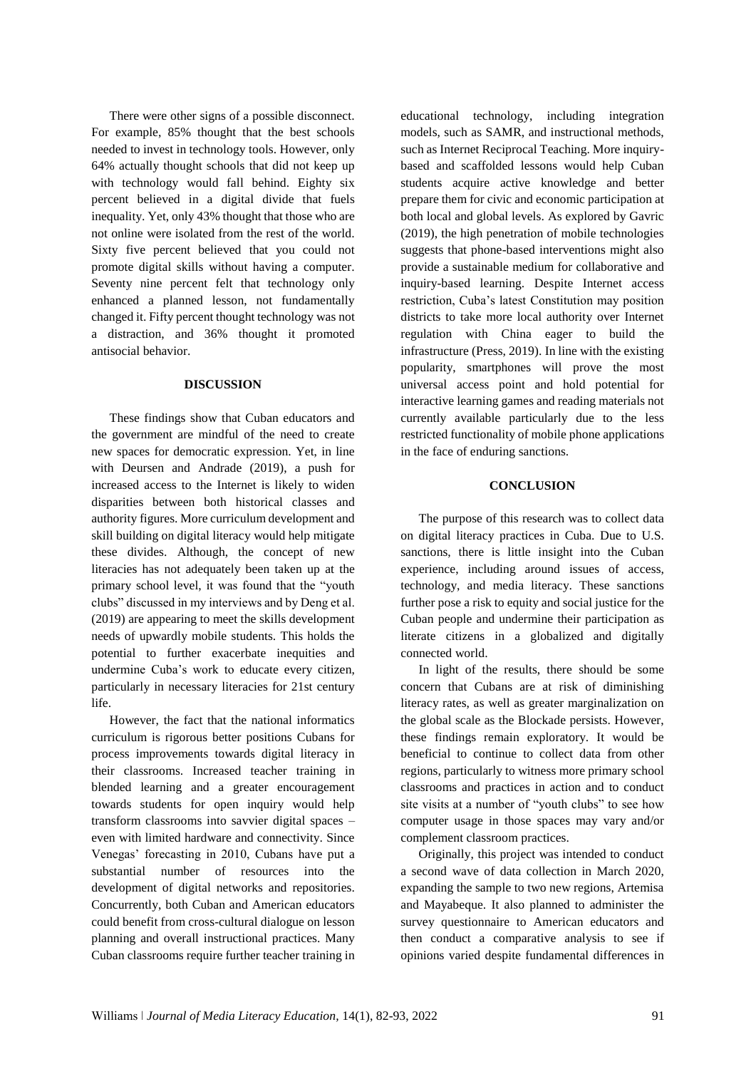There were other signs of a possible disconnect. For example, 85% thought that the best schools needed to invest in technology tools. However, only 64% actually thought schools that did not keep up with technology would fall behind. Eighty six percent believed in a digital divide that fuels inequality. Yet, only 43% thought that those who are not online were isolated from the rest of the world. Sixty five percent believed that you could not promote digital skills without having a computer. Seventy nine percent felt that technology only enhanced a planned lesson, not fundamentally changed it. Fifty percent thought technology was not a distraction, and 36% thought it promoted antisocial behavior.

## DISCUSSION

These findings show that Cuban educators and the government are mindful of the need to create new spaces for democratic expression. Yet, in line with Deursen and Andrade (2019), a push for increased access to the Internet is likely to widen disparities between both historical classes and authority figures. More curriculum development and skill building on digital literacy would help mitigate these divides. Although, the concept of new literacies has not adequately been taken up at the primary school level, it was found that the "youth clubs" discussed in my interviews and by Deng et al. (2019) are appearing to meet the skills development needs of upwardly mobile students. This holds the potential to further exacerbate inequities and undermine Cuba's work to educate every citizen, particularly in necessary literacies for 21st century life.

However, the fact that the national informatics curriculum is rigorous better positions Cubans for process improvements towards digital literacy in their classrooms. Increased teacher training in blended learning and a greater encouragement towards students for open inquiry would help transform classrooms into savvier digital spaces – even with limited hardware and connectivity. Since Venegas' forecasting in 2010, Cubans have put a substantial number of resources into the development of digital networks and repositories. Concurrently, both Cuban and American educators could benefit from cross-cultural dialogue on lesson planning and overall instructional practices. Many Cuban classrooms require further teacher training in educational technology, including integration models, such as SAMR, and instructional methods, such as Internet Reciprocal Teaching. More inquiry-based and scaffolded lessons would help Cuban students acquire active knowledge and better prepare them for civic and economic participation at both local and global levels. As explored by Gavric (2019), the high penetration of mobile technologies suggests that phone-based interventions might also provide a sustainable medium for collaborative and inquiry-based learning. Despite Internet access restriction, Cuba's latest Constitution may position districts to take more local authority over Internet regulation with China eager to build the infrastructure (Press, 2019). In line with the existing popularity, smartphones will prove the most universal access point and hold potential for interactive learning games and reading materials not currently available particularly due to the less restricted functionality of mobile phone applications in the face of enduring sanctions.

## CONCLUSION

The purpose of this research was to collect data on digital literacy practices in Cuba. Due to U.S. sanctions, there is little insight into the Cuban experience, including around issues of access, technology, and media literacy. These sanctions further pose a risk to equity and social justice for the Cuban people and undermine their participation as literate citizens in a globalized and digitally connected world.

In light of the results, there should be some concern that Cubans are at risk of diminishing literacy rates, as well as greater marginalization on the global scale as the Blockade persists. However, these findings remain exploratory. It would be beneficial to continue to collect data from other regions, particularly to witness more primary school classrooms and practices in action and to conduct site visits at a number of "youth clubs" to see how computer usage in those spaces may vary and/or complement classroom practices.

Originally, this project was intended to conduct a second wave of data collection in March 2020, expanding the sample to two new regions, Artemisa and Mayabeque. It also planned to administer the survey questionnaire to American educators and then conduct a comparative analysis to see if opinions varied despite fundamental differences in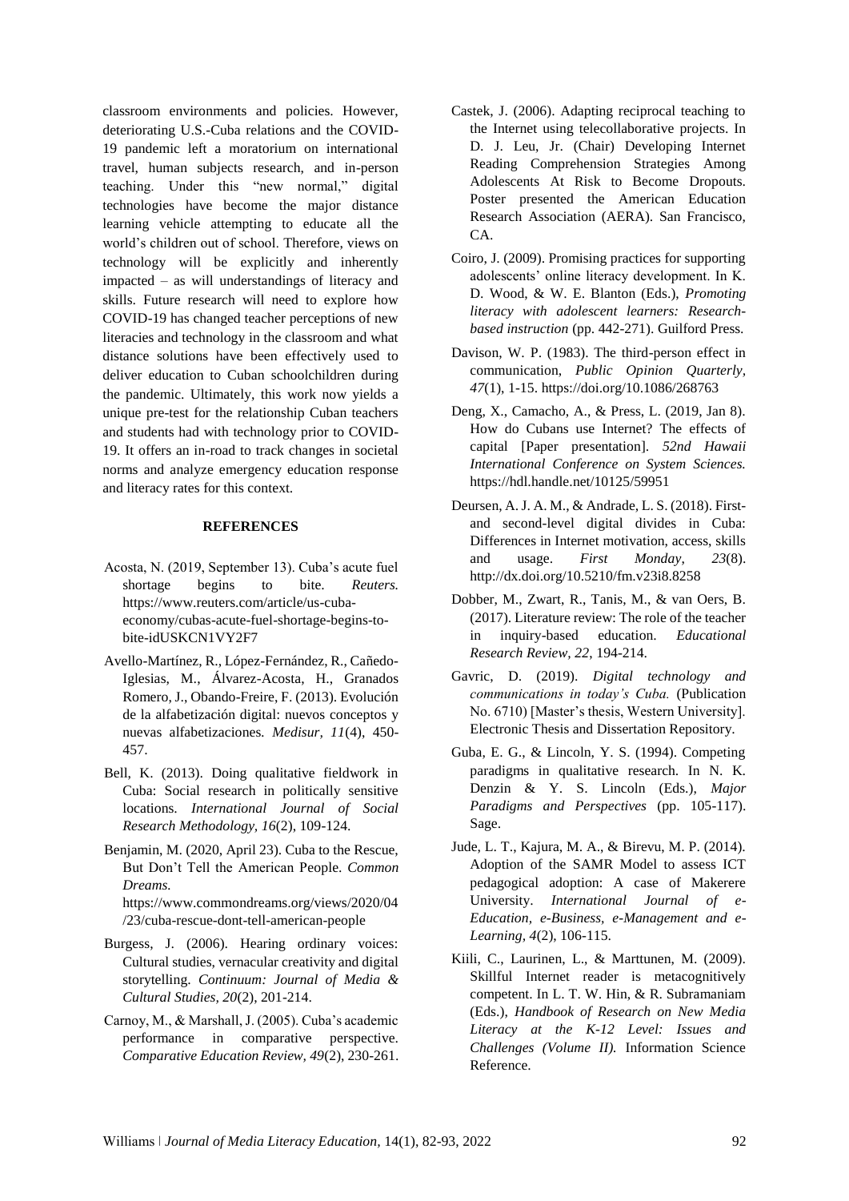classroom environments and policies. However, deteriorating U.S.-Cuba relations and the COVID-19 pandemic left a moratorium on international travel, human subjects research, and in-person teaching. Under this "new normal," digital technologies have become the major distance learning vehicle attempting to educate all the world's children out of school. Therefore, views on technology will be explicitly and inherently impacted – as will understandings of literacy and skills. Future research will need to explore how COVID-19 has changed teacher perceptions of new literacies and technology in the classroom and what distance solutions have been effectively used to deliver education to Cuban schoolchildren during the pandemic. Ultimately, this work now yields a unique pre-test for the relationship Cuban teachers and students had with technology prior to COVID-19. It offers an in-road to track changes in societal norms and analyze emergency education response and literacy rates for this context.

## REFERENCES

Acosta, N. (2019, September 13). Cuba's acute fuel shortage begins to bite. *Reuters.* https://www.reuters.com/article/us-cuba-economy/cubas-acute-fuel-shortage-begins-to-bite-idUSKCN1VY2F7

Avello-Martínez, R., López-Fernández, R., Cañedo-Iglesias, M., Álvarez-Acosta, H., Granados Romero, J., Obando-Freire, F. (2013). Evolución de la alfabetización digital: nuevos conceptos y nuevas alfabetizaciones. *Medisur, 11*(4), 450-457.

Bell, K. (2013). Doing qualitative fieldwork in Cuba: Social research in politically sensitive locations. *International Journal of Social Research Methodology, 16*(2), 109-124.

Benjamin, M. (2020, April 23). Cuba to the Rescue, But Don't Tell the American People. *Common Dreams.* https://www.commondreams.org/views/2020/04/23/cuba-rescue-dont-tell-american-people

Burgess, J. (2006). Hearing ordinary voices: Cultural studies, vernacular creativity and digital storytelling. *Continuum: Journal of Media & Cultural Studies, 20*(2), 201-214.

Carnoy, M., & Marshall, J. (2005). Cuba's academic performance in comparative perspective. *Comparative Education Review, 49*(2), 230-261.

Castek, J. (2006). Adapting reciprocal teaching to the Internet using telecollaborative projects. In D. J. Leu, Jr. (Chair) Developing Internet Reading Comprehension Strategies Among Adolescents At Risk to Become Dropouts. Poster presented the American Education Research Association (AERA). San Francisco, CA.

Coiro, J. (2009). Promising practices for supporting adolescents' online literacy development. In K. D. Wood, & W. E. Blanton (Eds.), *Promoting literacy with adolescent learners: Research-based instruction* (pp. 442-271). Guilford Press.

Davison, W. P. (1983). The third-person effect in communication, *Public Opinion Quarterly, 47*(1), 1-15. https://doi.org/10.1086/268763

Deng, X., Camacho, A., & Press, L. (2019, Jan 8). How do Cubans use Internet? The effects of capital [Paper presentation]. *52nd Hawaii International Conference on System Sciences.* https://hdl.handle.net/10125/59951

Deursen, A. J. A. M., & Andrade, L. S. (2018). First- and second-level digital divides in Cuba: Differences in Internet motivation, access, skills and usage. *First Monday, 23*(8). http://dx.doi.org/10.5210/fm.v23i8.8258

Dobber, M., Zwart, R., Tanis, M., & van Oers, B. (2017). Literature review: The role of the teacher in inquiry-based education. *Educational Research Review, 22*, 194-214.

Gavric, D. (2019). *Digital technology and communications in today's Cuba.* (Publication No. 6710) [Master's thesis, Western University]. Electronic Thesis and Dissertation Repository.

Guba, E. G., & Lincoln, Y. S. (1994). Competing paradigms in qualitative research. In N. K. Denzin & Y. S. Lincoln (Eds.), *Major Paradigms and Perspectives* (pp. 105-117). Sage.

Jude, L. T., Kajura, M. A., & Birevu, M. P. (2014). Adoption of the SAMR Model to assess ICT pedagogical adoption: A case of Makerere University. *International Journal of e-Education, e-Business, e-Management and e-Learning, 4*(2), 106-115.

Kiili, C., Laurinen, L., & Marttunen, M. (2009). Skillful Internet reader is metacognitively competent. In L. T. W. Hin, & R. Subramaniam (Eds.), *Handbook of Research on New Media Literacy at the K-12 Level: Issues and Challenges (Volume II).* Information Science Reference.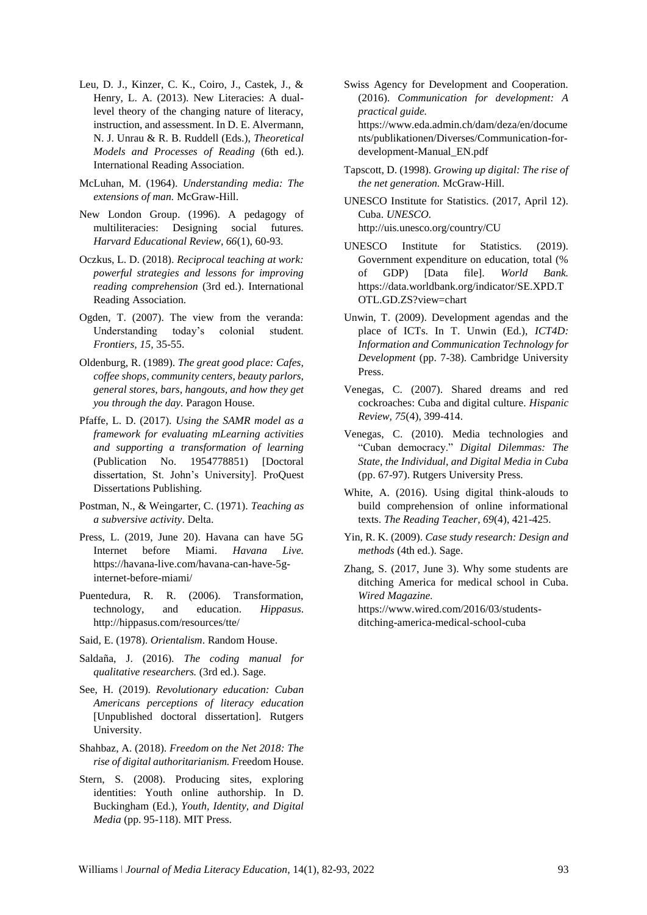Leu, D. J., Kinzer, C. K., Coiro, J., Castek, J., & Henry, L. A. (2013). New Literacies: A dual-level theory of the changing nature of literacy, instruction, and assessment. In D. E. Alvermann, N. J. Unrau & R. B. Ruddell (Eds.), *Theoretical Models and Processes of Reading* (6th ed.). International Reading Association.

McLuhan, M. (1964). *Understanding media: The extensions of man.* McGraw-Hill.

New London Group. (1996). A pedagogy of multiliteracies: Designing social futures. *Harvard Educational Review*, *66*(1), 60-93.

Oczkus, L. D. (2018). *Reciprocal teaching at work: powerful strategies and lessons for improving reading comprehension* (3rd ed.). International Reading Association.

Ogden, T. (2007). The view from the veranda: Understanding today's colonial student. *Frontiers, 15*, 35-55.

Oldenburg, R. (1989). *The great good place: Cafes, coffee shops, community centers, beauty parlors, general stores, bars, hangouts, and how they get you through the day.* Paragon House.

Pfaffe, L. D. (2017). *Using the SAMR model as a framework for evaluating mLearning activities and supporting a transformation of learning* (Publication No. 1954778851) [Doctoral dissertation, St. John's University]. ProQuest Dissertations Publishing.

Postman, N., & Weingarter, C. (1971). *Teaching as a subversive activity*. Delta.

Press, L. (2019, June 20). Havana can have 5G Internet before Miami. *Havana Live.* https://havana-live.com/havana-can-have-5g-internet-before-miami/

Puentedura, R. R. (2006). Transformation, technology, and education. *Hippasus*. http://hippasus.com/resources/tte/

Said, E. (1978). *Orientalism*. Random House.

Saldaña, J. (2016). *The coding manual for qualitative researchers.* (3rd ed.). Sage.

See, H. (2019). *Revolutionary education: Cuban Americans perceptions of literacy education* [Unpublished doctoral dissertation]. Rutgers University.

Shahbaz, A. (2018). *Freedom on the Net 2018: The rise of digital authoritarianism. F*reedom House.

Stern, S. (2008). Producing sites, exploring identities: Youth online authorship. In D. Buckingham (Ed.), *Youth, Identity, and Digital Media* (pp. 95-118). MIT Press.

Swiss Agency for Development and Cooperation. (2016). *Communication for development: A practical guide.* https://www.eda.admin.ch/dam/deza/en/documents/publikationen/Diverses/Communication-for-development-Manual_EN.pdf

Tapscott, D. (1998). *Growing up digital: The rise of the net generation.* McGraw-Hill.

UNESCO Institute for Statistics. (2017, April 12). Cuba. *UNESCO.* http://uis.unesco.org/country/CU

UNESCO Institute for Statistics. (2019). Government expenditure on education, total (% of GDP) [Data file]. *World Bank.* https://data.worldbank.org/indicator/SE.XPD.TOTL.GD.ZS?view=chart

Unwin, T. (2009). Development agendas and the place of ICTs. In T. Unwin (Ed.), *ICT4D: Information and Communication Technology for Development* (pp. 7-38). Cambridge University Press.

Venegas, C. (2007). Shared dreams and red cockroaches: Cuba and digital culture. *Hispanic Review, 75*(4), 399-414.

Venegas, C. (2010). Media technologies and "Cuban democracy." *Digital Dilemmas: The State, the Individual, and Digital Media in Cuba* (pp. 67-97). Rutgers University Press.

White, A. (2016). Using digital think-alouds to build comprehension of online informational texts. *The Reading Teacher, 69*(4), 421-425.

Yin, R. K. (2009). *Case study research: Design and methods* (4th ed.). Sage.

Zhang, S. (2017, June 3). Why some students are ditching America for medical school in Cuba. *Wired Magazine.* https://www.wired.com/2016/03/students-ditching-america-medical-school-cuba